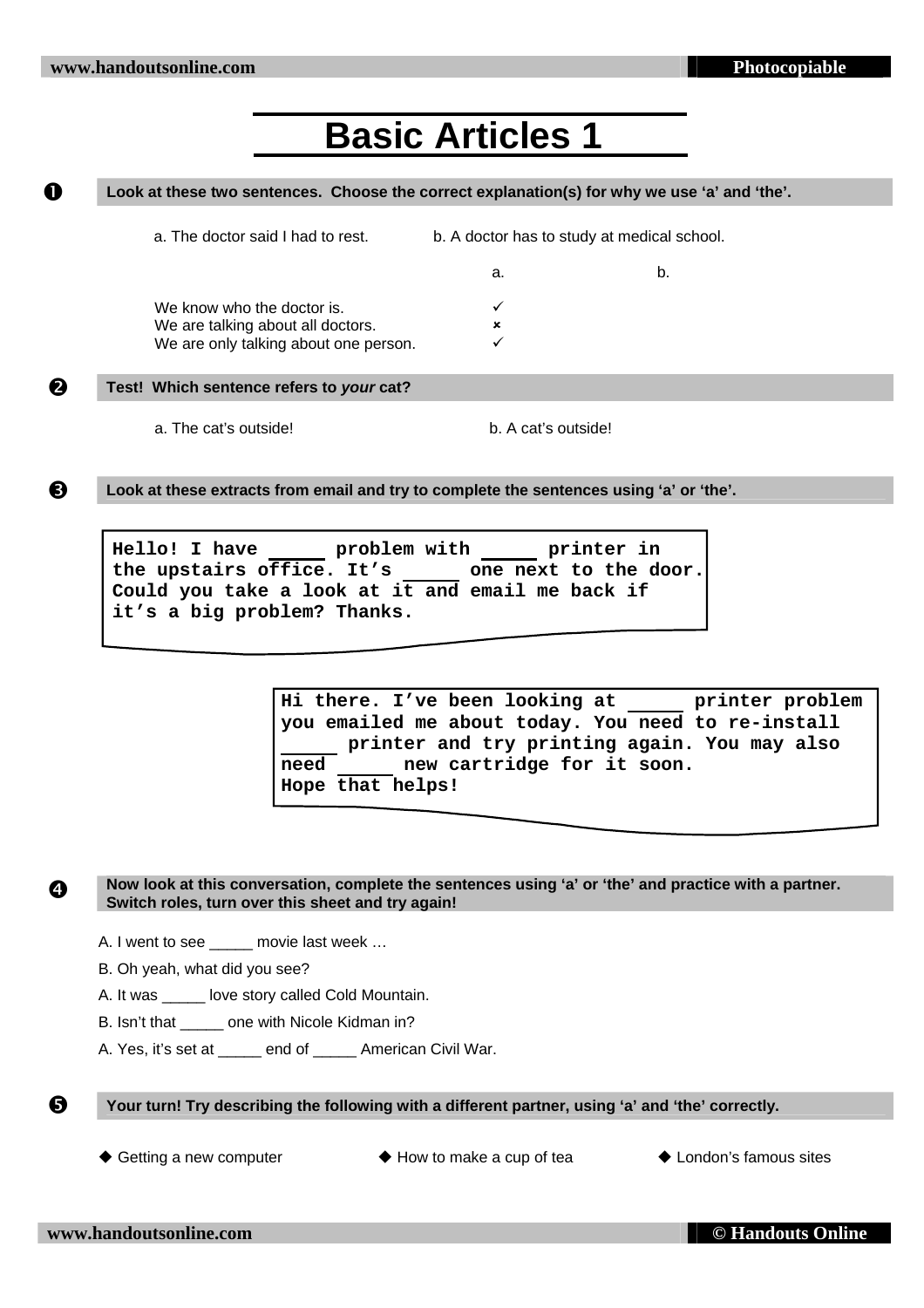# Basic Articles 1

**❶ Look at these two sentences. Choose the correct explanation(s) for why we use 'a' and 'the'.**

a. The doctor said I had to rest.  b. A doctor has to study at medical school.

| | a. | b. |
|---|---|---|
| We know who the doctor is. | ✓ | |
| We are talking about all doctors. | × | |
| We are only talking about one person. | ✓ | |

**❷ Test! Which sentence refers to *your* cat?**

a. The cat's outside!  b. A cat's outside!

**❸ Look at these extracts from email and try to complete the sentences using 'a' or 'the'.**

```
Hello! I have _____ problem with _____ printer in
the upstairs office. It's _____ one next to the door.
Could you take a look at it and email me back if
it's a big problem? Thanks.
```

```
Hi there. I've been looking at _____ printer problem
you emailed me about today. You need to re-install
_____ printer and try printing again. You may also
need _____ new cartridge for it soon.
Hope that helps!
```

**❹ Now look at this conversation, complete the sentences using 'a' or 'the' and practice with a partner. Switch roles, turn over this sheet and try again!**

A. I went to see _____ movie last week …

B. Oh yeah, what did you see?

A. It was _____ love story called Cold Mountain.

B. Isn't that _____ one with Nicole Kidman in?

A. Yes, it's set at _____ end of _____ American Civil War.

**❺ Your turn! Try describing the following with a different partner, using 'a' and 'the' correctly.**

- Getting a new computer
- How to make a cup of tea
- London's famous sites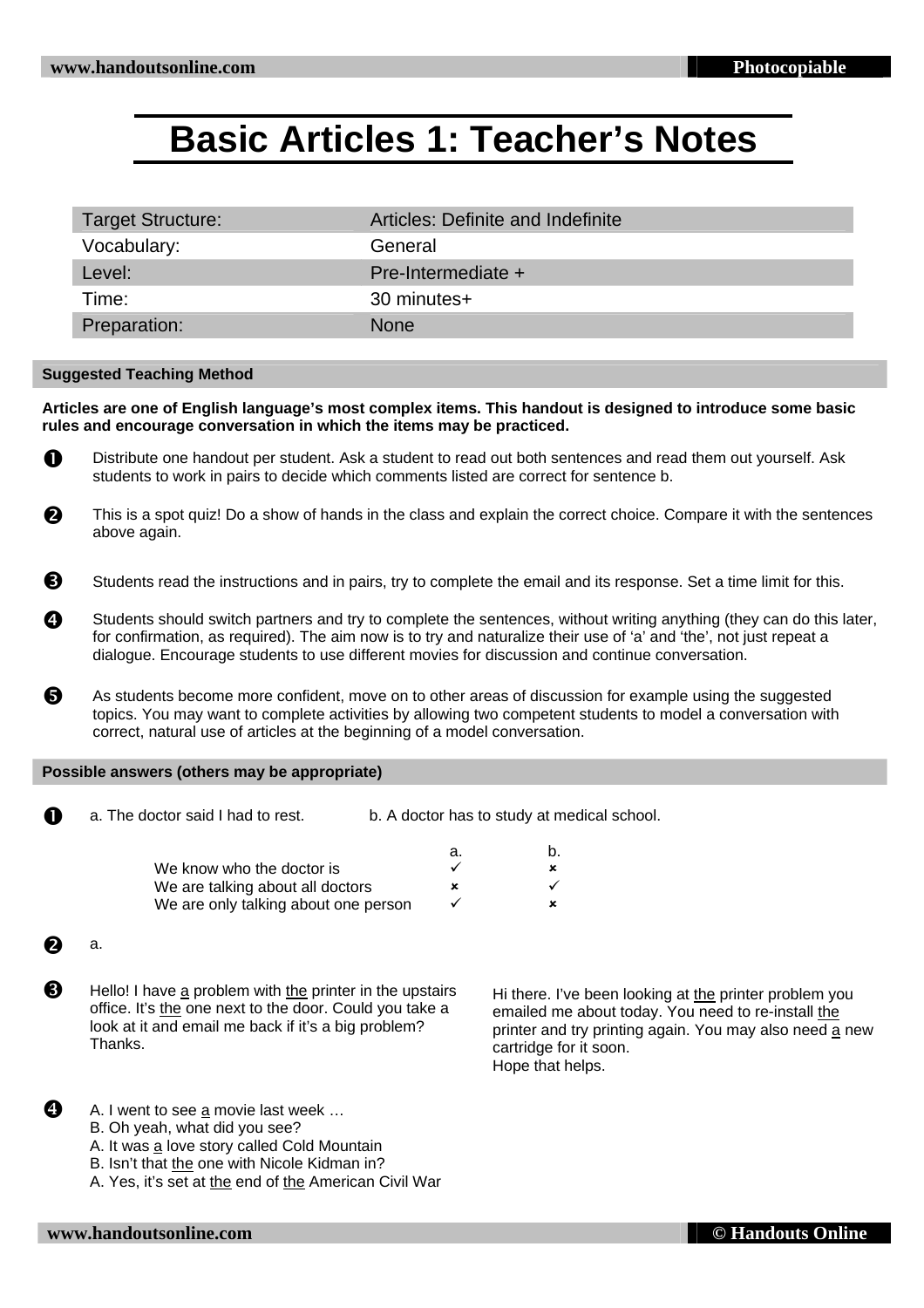# Basic Articles 1: Teacher's Notes

| | |
|---|---|
| Target Structure: | Articles: Definite and Indefinite |
| Vocabulary: | General |
| Level: | Pre-Intermediate + |
| Time: | 30 minutes+ |
| Preparation: | None |

## Suggested Teaching Method

**Articles are one of English language's most complex items. This handout is designed to introduce some basic rules and encourage conversation in which the items may be practiced.**

❶ Distribute one handout per student. Ask a student to read out both sentences and read them out yourself. Ask students to work in pairs to decide which comments listed are correct for sentence b.

❷ This is a spot quiz! Do a show of hands in the class and explain the correct choice. Compare it with the sentences above again.

❸ Students read the instructions and in pairs, try to complete the email and its response. Set a time limit for this.

❹ Students should switch partners and try to complete the sentences, without writing anything (they can do this later, for confirmation, as required). The aim now is to try and naturalize their use of 'a' and 'the', not just repeat a dialogue. Encourage students to use different movies for discussion and continue conversation.

❺ As students become more confident, move on to other areas of discussion for example using the suggested topics. You may want to complete activities by allowing two competent students to model a conversation with correct, natural use of articles at the beginning of a model conversation.

## Possible answers (others may be appropriate)

❶ a. The doctor said I had to rest. b. A doctor has to study at medical school.

| | a. | b. |
|---|---|---|
| We know who the doctor is | ✓ | ✗ |
| We are talking about all doctors | ✗ | ✓ |
| We are only talking about one person | ✓ | ✗ |

❷ a.

❸ Hello! I have <u>a</u> problem with <u>the</u> printer in the upstairs office. It's <u>the</u> one next to the door. Could you take a look at it and email me back if it's a big problem? Thanks.

Hi there. I've been looking at <u>the</u> printer problem you emailed me about today. You need to re-install <u>the</u> printer and try printing again. You may also need <u>a</u> new cartridge for it soon.
Hope that helps.

❹ A. I went to see <u>a</u> movie last week …
B. Oh yeah, what did you see?
A. It was <u>a</u> love story called Cold Mountain
B. Isn't that <u>the</u> one with Nicole Kidman in?
A. Yes, it's set at <u>the</u> end of <u>the</u> American Civil War